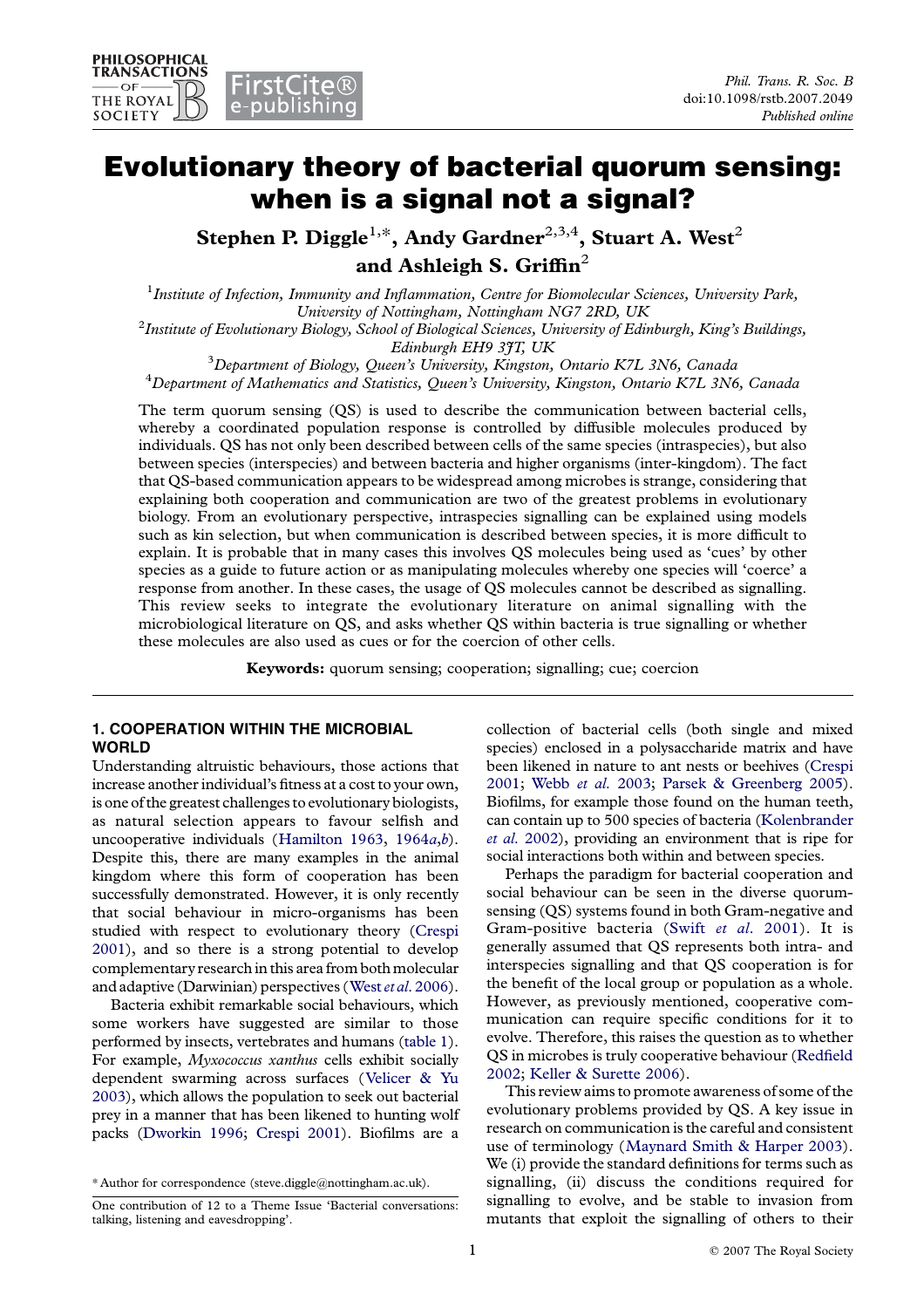# Evolutionary theory of bacterial quorum sensing: when is a signal not a signal?

**Stephen P. Diggle[1,*], Andy Gardner[2,3,4], Stuart A. West[2] and Ashleigh S. Griffin[2]**

[1]*Institute of Infection, Immunity and Inflammation, Centre for Biomolecular Sciences, University Park, University of Nottingham, Nottingham NG7 2RD, UK*
[2]*Institute of Evolutionary Biology, School of Biological Sciences, University of Edinburgh, King's Buildings, Edinburgh EH9 3JT, UK*
[3]*Department of Biology, Queen's University, Kingston, Ontario K7L 3N6, Canada*
[4]*Department of Mathematics and Statistics, Queen's University, Kingston, Ontario K7L 3N6, Canada*

The term quorum sensing (QS) is used to describe the communication between bacterial cells, whereby a coordinated population response is controlled by diffusible molecules produced by individuals. QS has not only been described between cells of the same species (intraspecies), but also between species (interspecies) and between bacteria and higher organisms (inter-kingdom). The fact that QS-based communication appears to be widespread among microbes is strange, considering that explaining both cooperation and communication are two of the greatest problems in evolutionary biology. From an evolutionary perspective, intraspecies signalling can be explained using models such as kin selection, but when communication is described between species, it is more difficult to explain. It is probable that in many cases this involves QS molecules being used as 'cues' by other species as a guide to future action or as manipulating molecules whereby one species will 'coerce' a response from another. In these cases, the usage of QS molecules cannot be described as signalling. This review seeks to integrate the evolutionary literature on animal signalling with the microbiological literature on QS, and asks whether QS within bacteria is true signalling or whether these molecules are also used as cues or for the coercion of other cells.

**Keywords:** quorum sensing; cooperation; signalling; cue; coercion

## 1. COOPERATION WITHIN THE MICROBIAL WORLD

Understanding altruistic behaviours, those actions that increase another individual's fitness at a cost to your own, is one of the greatest challenges to evolutionary biologists, as natural selection appears to favour selfish and uncooperative individuals (Hamilton 1963, 1964*a*,*b*). Despite this, there are many examples in the animal kingdom where this form of cooperation has been successfully demonstrated. However, it is only recently that social behaviour in micro-organisms has been studied with respect to evolutionary theory (Crespi 2001), and so there is a strong potential to develop complementary research in this area from both molecular and adaptive (Darwinian) perspectives (West *et al.* 2006).

Bacteria exhibit remarkable social behaviours, which some workers have suggested are similar to those performed by insects, vertebrates and humans (table 1). For example, *Myxococcus xanthus* cells exhibit socially dependent swarming across surfaces (Velicer & Yu 2003), which allows the population to seek out bacterial prey in a manner that has been likened to hunting wolf packs (Dworkin 1996; Crespi 2001). Biofilms are a collection of bacterial cells (both single and mixed species) enclosed in a polysaccharide matrix and have been likened in nature to ant nests or beehives (Crespi 2001; Webb *et al.* 2003; Parsek & Greenberg 2005). Biofilms, for example those found on the human teeth, can contain up to 500 species of bacteria (Kolenbrander *et al.* 2002), providing an environment that is ripe for social interactions both within and between species.

Perhaps the paradigm for bacterial cooperation and social behaviour can be seen in the diverse quorum-sensing (QS) systems found in both Gram-negative and Gram-positive bacteria (Swift *et al.* 2001). It is generally assumed that QS represents both intra- and interspecies signalling and that QS cooperation is for the benefit of the local group or population as a whole. However, as previously mentioned, cooperative communication can require specific conditions for it to evolve. Therefore, this raises the question as to whether QS in microbes is truly cooperative behaviour (Redfield 2002; Keller & Surette 2006).

This review aims to promote awareness of some of the evolutionary problems provided by QS. A key issue in research on communication is the careful and consistent use of terminology (Maynard Smith & Harper 2003). We (i) provide the standard definitions for terms such as signalling, (ii) discuss the conditions required for signalling to evolve, and be stable to invasion from mutants that exploit the signalling of others to their

* Author for correspondence (steve.diggle@nottingham.ac.uk).

One contribution of 12 to a Theme Issue 'Bacterial conversations: talking, listening and eavesdropping'.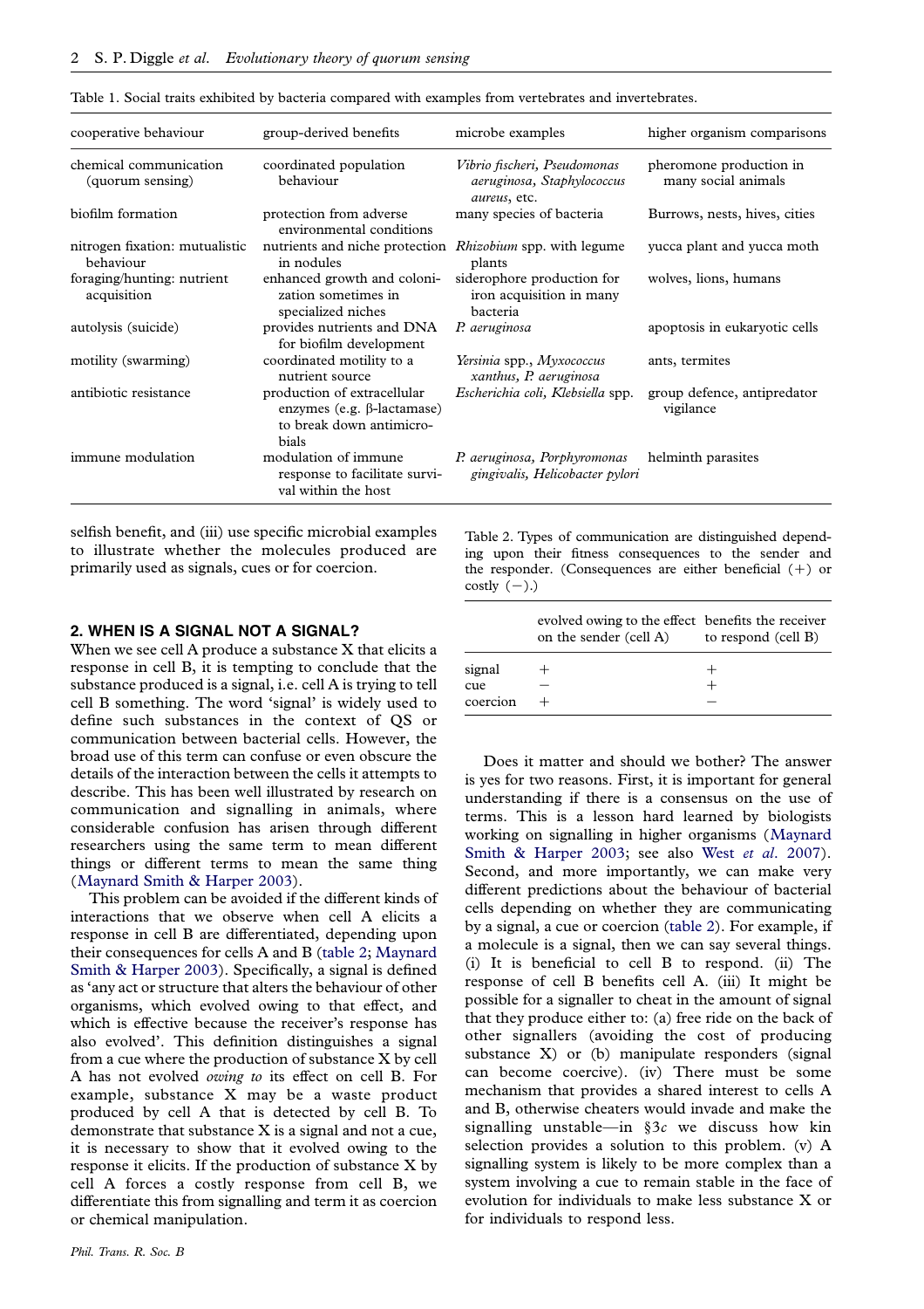Table 1. Social traits exhibited by bacteria compared with examples from vertebrates and invertebrates.

| cooperative behaviour | group-derived benefits | microbe examples | higher organism comparisons |
|---|---|---|---|
| chemical communication (quorum sensing) | coordinated population behaviour | *Vibrio fischeri*, *Pseudomonas aeruginosa*, *Staphylococcus aureus*, etc. | pheromone production in many social animals |
| biofilm formation | protection from adverse environmental conditions | many species of bacteria | Burrows, nests, hives, cities |
| nitrogen fixation: mutualistic behaviour | nutrients and niche protection in nodules | *Rhizobium* spp. with legume plants | yucca plant and yucca moth |
| foraging/hunting: nutrient acquisition | enhanced growth and colonization sometimes in specialized niches | siderophore production for iron acquisition in many bacteria | wolves, lions, humans |
| autolysis (suicide) | provides nutrients and DNA for biofilm development | *P. aeruginosa* | apoptosis in eukaryotic cells |
| motility (swarming) | coordinated motility to a nutrient source | *Yersinia* spp., *Myxococcus xanthus*, *P. aeruginosa* | ants, termites |
| antibiotic resistance | production of extracellular enzymes (e.g. β-lactamase) to break down antimicrobials | *Escherichia coli*, *Klebsiella* spp. | group defence, antipredator vigilance |
| immune modulation | modulation of immune response to facilitate survival within the host | *P. aeruginosa*, *Porphyromonas gingivalis*, *Helicobacter pylori* | helminth parasites |

selfish benefit, and (iii) use specific microbial examples to illustrate whether the molecules produced are primarily used as signals, cues or for coercion.

## 2. WHEN IS A SIGNAL NOT A SIGNAL?

When we see cell A produce a substance X that elicits a response in cell B, it is tempting to conclude that the substance produced is a signal, i.e. cell A is trying to tell cell B something. The word 'signal' is widely used to define such substances in the context of QS or communication between bacterial cells. However, the broad use of this term can confuse or even obscure the details of the interaction between the cells it attempts to describe. This has been well illustrated by research on communication and signalling in animals, where considerable confusion has arisen through different researchers using the same term to mean different things or different terms to mean the same thing (Maynard Smith & Harper 2003).

This problem can be avoided if the different kinds of interactions that we observe when cell A elicits a response in cell B are differentiated, depending upon their consequences for cells A and B (table 2; Maynard Smith & Harper 2003). Specifically, a signal is defined as 'any act or structure that alters the behaviour of other organisms, which evolved owing to that effect, and which is effective because the receiver's response has also evolved'. This definition distinguishes a signal from a cue where the production of substance X by cell A has not evolved *owing to* its effect on cell B. For example, substance X may be a waste product produced by cell A that is detected by cell B. To demonstrate that substance X is a signal and not a cue, it is necessary to show that it evolved owing to the response it elicits. If the production of substance X by cell A forces a costly response from cell B, we differentiate this from signalling and term it as coercion or chemical manipulation.

Table 2. Types of communication are distinguished depending upon their fitness consequences to the sender and the responder. (Consequences are either beneficial (+) or costly (−).)

| | evolved owing to the effect on the sender (cell A) | benefits the receiver to respond (cell B) |
|---|---|---|
| signal | + | + |
| cue | − | + |
| coercion | + | − |

Does it matter and should we bother? The answer is yes for two reasons. First, it is important for general understanding if there is a consensus on the use of terms. This is a lesson hard learned by biologists working on signalling in higher organisms (Maynard Smith & Harper 2003; see also West *et al.* 2007). Second, and more importantly, we can make very different predictions about the behaviour of bacterial cells depending on whether they are communicating by a signal, a cue or coercion (table 2). For example, if a molecule is a signal, then we can say several things. (i) It is beneficial to cell B to respond. (ii) The response of cell B benefits cell A. (iii) It might be possible for a signaller to cheat in the amount of signal that they produce either to: (a) free ride on the back of other signallers (avoiding the cost of producing substance X) or (b) manipulate responders (signal can become coercive). (iv) There must be some mechanism that provides a shared interest to cells A and B, otherwise cheaters would invade and make the signalling unstable—in §3*c* we discuss how kin selection provides a solution to this problem. (v) A signalling system is likely to be more complex than a system involving a cue to remain stable in the face of evolution for individuals to make less substance X or for individuals to respond less.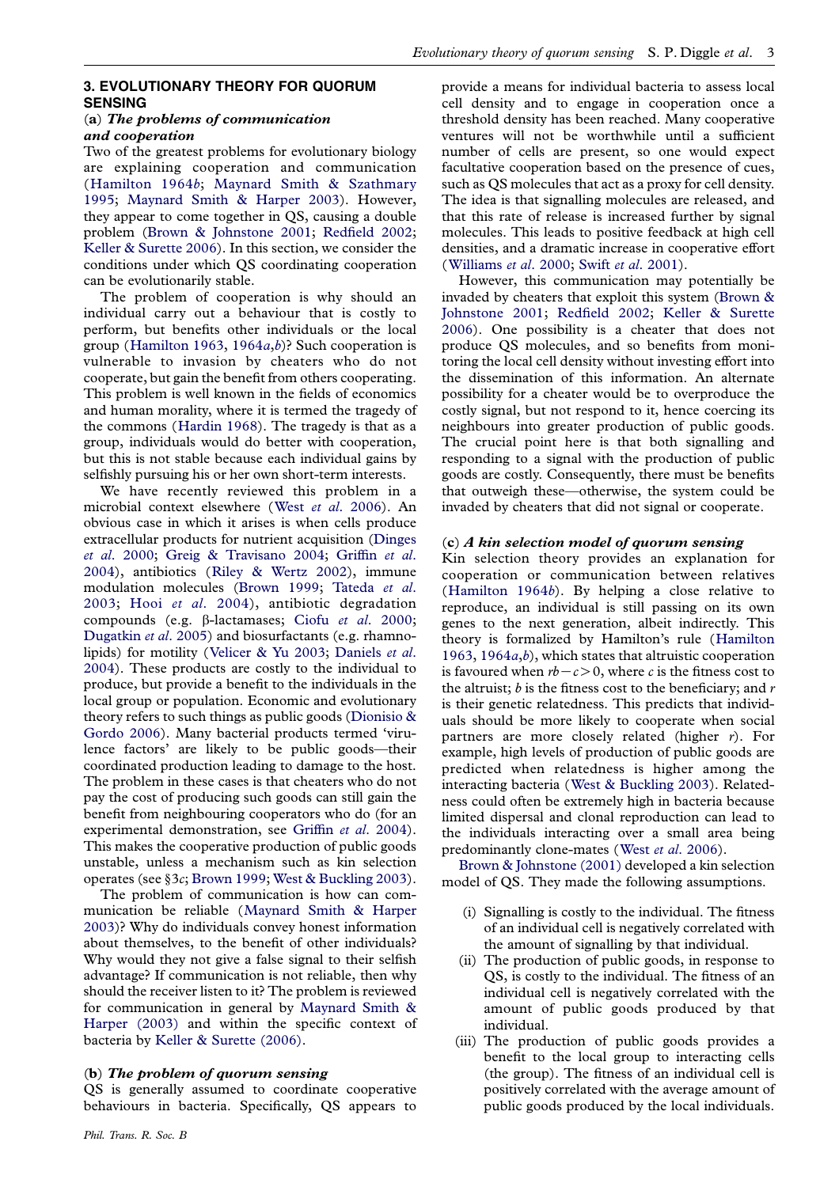## 3. EVOLUTIONARY THEORY FOR QUORUM SENSING

### (a) *The problems of communication and cooperation*

Two of the greatest problems for evolutionary biology are explaining cooperation and communication (Hamilton 1964*b*; Maynard Smith & Szathmary 1995; Maynard Smith & Harper 2003). However, they appear to come together in QS, causing a double problem (Brown & Johnstone 2001; Redfield 2002; Keller & Surette 2006). In this section, we consider the conditions under which QS coordinating cooperation can be evolutionarily stable.

The problem of cooperation is why should an individual carry out a behaviour that is costly to perform, but benefits other individuals or the local group (Hamilton 1963, 1964*a*,*b*)? Such cooperation is vulnerable to invasion by cheaters who do not cooperate, but gain the benefit from others cooperating. This problem is well known in the fields of economics and human morality, where it is termed the tragedy of the commons (Hardin 1968). The tragedy is that as a group, individuals would do better with cooperation, but this is not stable because each individual gains by selfishly pursuing his or her own short-term interests.

We have recently reviewed this problem in a microbial context elsewhere (West *et al*. 2006). An obvious case in which it arises is when cells produce extracellular products for nutrient acquisition (Dinges *et al*. 2000; Greig & Travisano 2004; Griffin *et al*. 2004), antibiotics (Riley & Wertz 2002), immune modulation molecules (Brown 1999; Tateda *et al*. 2003; Hooi *et al*. 2004), antibiotic degradation compounds (e.g. β-lactamases; Ciofu *et al*. 2000; Dugatkin *et al*. 2005) and biosurfactants (e.g. rhamnolipids) for motility (Velicer & Yu 2003; Daniels *et al*. 2004). These products are costly to the individual to produce, but provide a benefit to the individuals in the local group or population. Economic and evolutionary theory refers to such things as public goods (Dionisio & Gordo 2006). Many bacterial products termed 'virulence factors' are likely to be public goods—their coordinated production leading to damage to the host. The problem in these cases is that cheaters who do not pay the cost of producing such goods can still gain the benefit from neighbouring cooperators who do (for an experimental demonstration, see Griffin *et al*. 2004). This makes the cooperative production of public goods unstable, unless a mechanism such as kin selection operates (see §3*c*; Brown 1999; West & Buckling 2003).

The problem of communication is how can communication be reliable (Maynard Smith & Harper 2003)? Why do individuals convey honest information about themselves, to the benefit of other individuals? Why would they not give a false signal to their selfish advantage? If communication is not reliable, then why should the receiver listen to it? The problem is reviewed for communication in general by Maynard Smith & Harper (2003) and within the specific context of bacteria by Keller & Surette (2006).

### (b) *The problem of quorum sensing*

QS is generally assumed to coordinate cooperative behaviours in bacteria. Specifically, QS appears to provide a means for individual bacteria to assess local cell density and to engage in cooperation once a threshold density has been reached. Many cooperative ventures will not be worthwhile until a sufficient number of cells are present, so one would expect facultative cooperation based on the presence of cues, such as QS molecules that act as a proxy for cell density. The idea is that signalling molecules are released, and that this rate of release is increased further by signal molecules. This leads to positive feedback at high cell densities, and a dramatic increase in cooperative effort (Williams *et al*. 2000; Swift *et al*. 2001).

However, this communication may potentially be invaded by cheaters that exploit this system (Brown & Johnstone 2001; Redfield 2002; Keller & Surette 2006). One possibility is a cheater that does not produce QS molecules, and so benefits from monitoring the local cell density without investing effort into the dissemination of this information. An alternate possibility for a cheater would be to overproduce the costly signal, but not respond to it, hence coercing its neighbours into greater production of public goods. The crucial point here is that both signalling and responding to a signal with the production of public goods are costly. Consequently, there must be benefits that outweigh these—otherwise, the system could be invaded by cheaters that did not signal or cooperate.

### (c) *A kin selection model of quorum sensing*

Kin selection theory provides an explanation for cooperation or communication between relatives (Hamilton 1964*b*). By helping a close relative to reproduce, an individual is still passing on its own genes to the next generation, albeit indirectly. This theory is formalized by Hamilton's rule (Hamilton 1963, 1964*a*,*b*), which states that altruistic cooperation is favoured when $rb - c > 0$, where $c$ is the fitness cost to the altruist; $b$ is the fitness cost to the beneficiary; and $r$ is their genetic relatedness. This predicts that individuals should be more likely to cooperate when social partners are more closely related (higher $r$). For example, high levels of production of public goods are predicted when relatedness is higher among the interacting bacteria (West & Buckling 2003). Relatedness could often be extremely high in bacteria because limited dispersal and clonal reproduction can lead to the individuals interacting over a small area being predominantly clone-mates (West *et al*. 2006).

Brown & Johnstone (2001) developed a kin selection model of QS. They made the following assumptions.

(i) Signalling is costly to the individual. The fitness of an individual cell is negatively correlated with the amount of signalling by that individual.

(ii) The production of public goods, in response to QS, is costly to the individual. The fitness of an individual cell is negatively correlated with the amount of public goods produced by that individual.

(iii) The production of public goods provides a benefit to the local group to interacting cells (the group). The fitness of an individual cell is positively correlated with the average amount of public goods produced by the local individuals.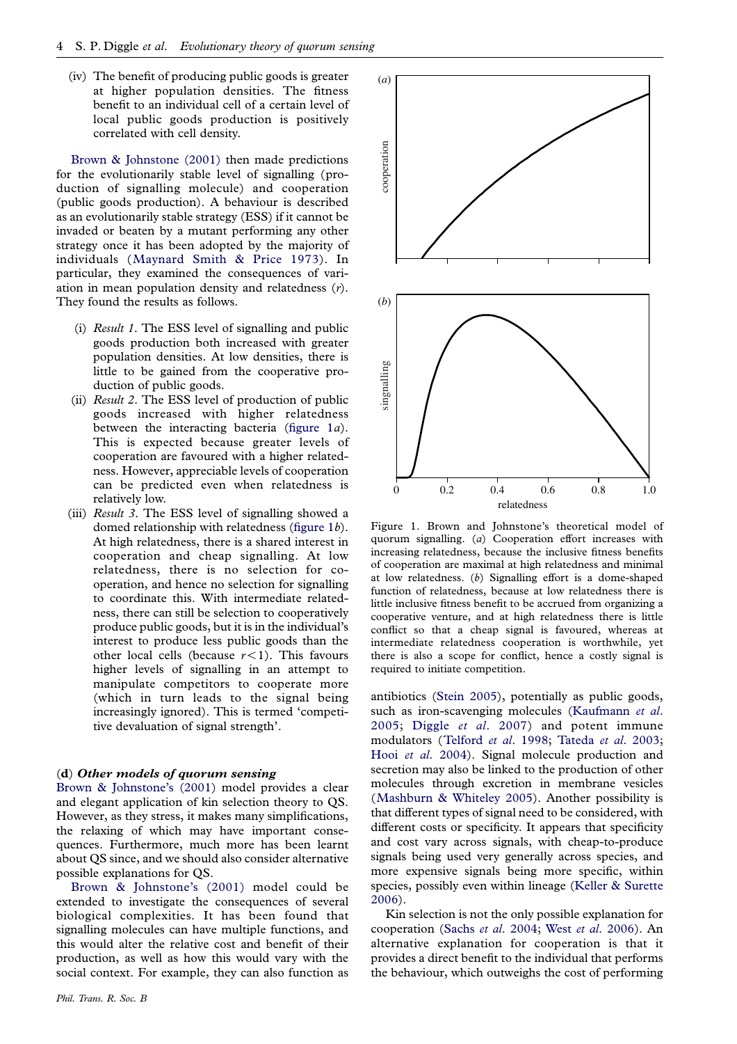(iv) The benefit of producing public goods is greater at higher population densities. The fitness benefit to an individual cell of a certain level of local public goods production is positively correlated with cell density.

Brown & Johnstone (2001) then made predictions for the evolutionarily stable level of signalling (production of signalling molecule) and cooperation (public goods production). A behaviour is described as an evolutionarily stable strategy (ESS) if it cannot be invaded or beaten by a mutant performing any other strategy once it has been adopted by the majority of individuals (Maynard Smith & Price 1973). In particular, they examined the consequences of variation in mean population density and relatedness ($r$). They found the results as follows.

(i) *Result 1*. The ESS level of signalling and public goods production both increased with greater population densities. At low densities, there is little to be gained from the cooperative production of public goods.

(ii) *Result 2*. The ESS level of production of public goods increased with higher relatedness between the interacting bacteria (figure 1*a*). This is expected because greater levels of cooperation are favoured with a higher relatedness. However, appreciable levels of cooperation can be predicted even when relatedness is relatively low.

(iii) *Result 3*. The ESS level of signalling showed a domed relationship with relatedness (figure 1*b*). At high relatedness, there is a shared interest in cooperation and cheap signalling. At low relatedness, there is no selection for cooperation, and hence no selection for signalling to coordinate this. With intermediate relatedness, there can still be selection to cooperatively produce public goods, but it is in the individual's interest to produce less public goods than the other local cells (because $r<1$). This favours higher levels of signalling in an attempt to manipulate competitors to cooperate more (which in turn leads to the signal being increasingly ignored). This is termed 'competitive devaluation of signal strength'.

Figure 1. Brown and Johnstone's theoretical model of quorum signalling. (*a*) Cooperation effort increases with increasing relatedness, because the inclusive fitness benefits of cooperation are maximal at high relatedness and minimal at low relatedness. (*b*) Signalling effort is a dome-shaped function of relatedness, because at low relatedness there is little inclusive fitness benefit to be accrued from organizing a cooperative venture, and at high relatedness there is little conflict so that a cheap signal is favoured, whereas at intermediate relatedness cooperation is worthwhile, yet there is also a scope for conflict, hence a costly signal is required to initiate competition.

### (d) *Other models of quorum sensing*

Brown & Johnstone's (2001) model provides a clear and elegant application of kin selection theory to QS. However, as they stress, it makes many simplifications, the relaxing of which may have important consequences. Furthermore, much more has been learnt about QS since, and we should also consider alternative possible explanations for QS.

Brown & Johnstone's (2001) model could be extended to investigate the consequences of several biological complexities. It has been found that signalling molecules can have multiple functions, and this would alter the relative cost and benefit of their production, as well as how this would vary with the social context. For example, they can also function as antibiotics (Stein 2005), potentially as public goods, such as iron-scavenging molecules (Kaufmann *et al*. 2005; Diggle *et al*. 2007) and potent immune modulators (Telford *et al*. 1998; Tateda *et al*. 2003; Hooi *et al*. 2004). Signal molecule production and secretion may also be linked to the production of other molecules through excretion in membrane vesicles (Mashburn & Whiteley 2005). Another possibility is that different types of signal need to be considered, with different costs or specificity. It appears that specificity and cost vary across signals, with cheap-to-produce signals being used very generally across species, and more expensive signals being more specific, within species, possibly even within lineage (Keller & Surette 2006).

Kin selection is not the only possible explanation for cooperation (Sachs *et al*. 2004; West *et al*. 2006). An alternative explanation for cooperation is that it provides a direct benefit to the individual that performs the behaviour, which outweighs the cost of performing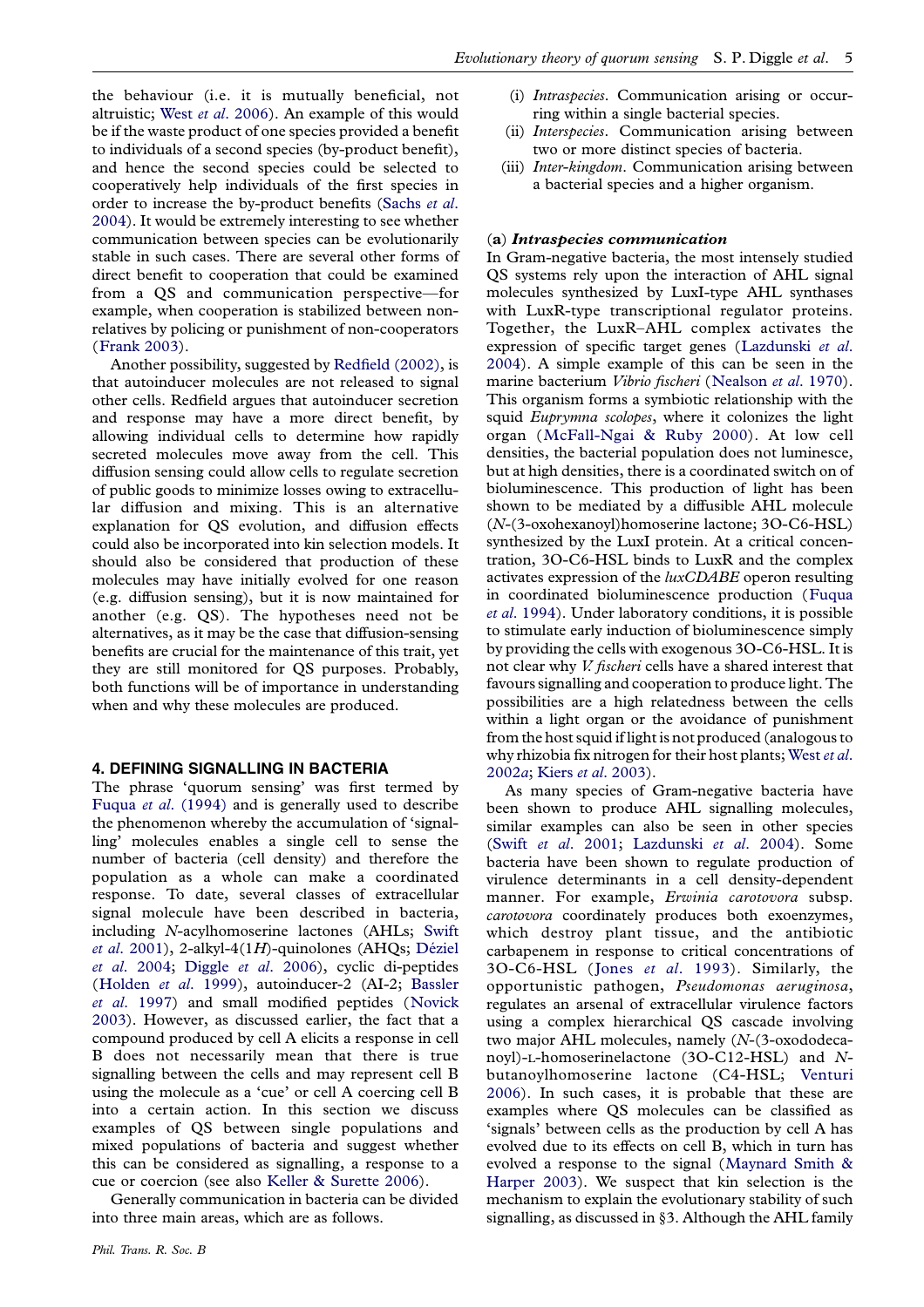the behaviour (i.e. it is mutually beneficial, not altruistic; West *et al.* 2006). An example of this would be if the waste product of one species provided a benefit to individuals of a second species (by-product benefit), and hence the second species could be selected to cooperatively help individuals of the first species in order to increase the by-product benefits (Sachs *et al.* 2004). It would be extremely interesting to see whether communication between species can be evolutionarily stable in such cases. There are several other forms of direct benefit to cooperation that could be examined from a QS and communication perspective—for example, when cooperation is stabilized between non-relatives by policing or punishment of non-cooperators (Frank 2003).

Another possibility, suggested by Redfield (2002), is that autoinducer molecules are not released to signal other cells. Redfield argues that autoinducer secretion and response may have a more direct benefit, by allowing individual cells to determine how rapidly secreted molecules move away from the cell. This diffusion sensing could allow cells to regulate secretion of public goods to minimize losses owing to extracellular diffusion and mixing. This is an alternative explanation for QS evolution, and diffusion effects could also be incorporated into kin selection models. It should also be considered that production of these molecules may have initially evolved for one reason (e.g. diffusion sensing), but it is now maintained for another (e.g. QS). The hypotheses need not be alternatives, as it may be the case that diffusion-sensing benefits are crucial for the maintenance of this trait, yet they are still monitored for QS purposes. Probably, both functions will be of importance in understanding when and why these molecules are produced.

## 4. DEFINING SIGNALLING IN BACTERIA

The phrase 'quorum sensing' was first termed by Fuqua *et al.* (1994) and is generally used to describe the phenomenon whereby the accumulation of 'signalling' molecules enables a single cell to sense the number of bacteria (cell density) and therefore the population as a whole can make a coordinated response. To date, several classes of extracellular signal molecule have been described in bacteria, including *N*-acylhomoserine lactones (AHLs; Swift *et al.* 2001), 2-alkyl-4(1*H*)-quinolones (AHQs; Déziel *et al.* 2004; Diggle *et al.* 2006), cyclic di-peptides (Holden *et al.* 1999), autoinducer-2 (AI-2; Bassler *et al.* 1997) and small modified peptides (Novick 2003). However, as discussed earlier, the fact that a compound produced by cell A elicits a response in cell B does not necessarily mean that there is true signalling between the cells and may represent cell B using the molecule as a 'cue' or cell A coercing cell B into a certain action. In this section we discuss examples of QS between single populations and mixed populations of bacteria and suggest whether this can be considered as signalling, a response to a cue or coercion (see also Keller & Surette 2006).

Generally communication in bacteria can be divided into three main areas, which are as follows.

- (i) *Intraspecies*. Communication arising or occurring within a single bacterial species.
- (ii) *Interspecies*. Communication arising between two or more distinct species of bacteria.
- (iii) *Inter-kingdom*. Communication arising between a bacterial species and a higher organism.

### (a) *Intraspecies communication*

In Gram-negative bacteria, the most intensely studied QS systems rely upon the interaction of AHL signal molecules synthesized by LuxI-type AHL synthases with LuxR-type transcriptional regulator proteins. Together, the LuxR–AHL complex activates the expression of specific target genes (Lazdunski *et al.* 2004). A simple example of this can be seen in the marine bacterium *Vibrio fischeri* (Nealson *et al.* 1970). This organism forms a symbiotic relationship with the squid *Euprymna scolopes*, where it colonizes the light organ (McFall-Ngai & Ruby 2000). At low cell densities, the bacterial population does not luminesce, but at high densities, there is a coordinated switch on of bioluminescence. This production of light has been shown to be mediated by a diffusible AHL molecule (*N*-(3-oxohexanoyl)homoserine lactone; 3O-C6-HSL) synthesized by the LuxI protein. At a critical concentration, 3O-C6-HSL binds to LuxR and the complex activates expression of the *luxCDABE* operon resulting in coordinated bioluminescence production (Fuqua *et al.* 1994). Under laboratory conditions, it is possible to stimulate early induction of bioluminescence simply by providing the cells with exogenous 3O-C6-HSL. It is not clear why *V. fischeri* cells have a shared interest that favours signalling and cooperation to produce light. The possibilities are a high relatedness between the cells within a light organ or the avoidance of punishment from the host squid if light is not produced (analogous to why rhizobia fix nitrogen for their host plants; West *et al.* 2002*a*; Kiers *et al.* 2003).

As many species of Gram-negative bacteria have been shown to produce AHL signalling molecules, similar examples can also be seen in other species (Swift *et al.* 2001; Lazdunski *et al.* 2004). Some bacteria have been shown to regulate production of virulence determinants in a cell density-dependent manner. For example, *Erwinia carotovora* subsp. *carotovora* coordinately produces both exoenzymes, which destroy plant tissue, and the antibiotic carbapenem in response to critical concentrations of 3O-C6-HSL (Jones *et al.* 1993). Similarly, the opportunistic pathogen, *Pseudomonas aeruginosa*, regulates an arsenal of extracellular virulence factors using a complex hierarchical QS cascade involving two major AHL molecules, namely (*N*-(3-oxododecanoyl)-L-homoserinelactone (3O-C12-HSL) and *N*-butanoylhomoserine lactone (C4-HSL; Venturi 2006). In such cases, it is probable that these are examples where QS molecules can be classified as 'signals' between cells as the production by cell A has evolved due to its effects on cell B, which in turn has evolved a response to the signal (Maynard Smith & Harper 2003). We suspect that kin selection is the mechanism to explain the evolutionary stability of such signalling, as discussed in §3. Although the AHL family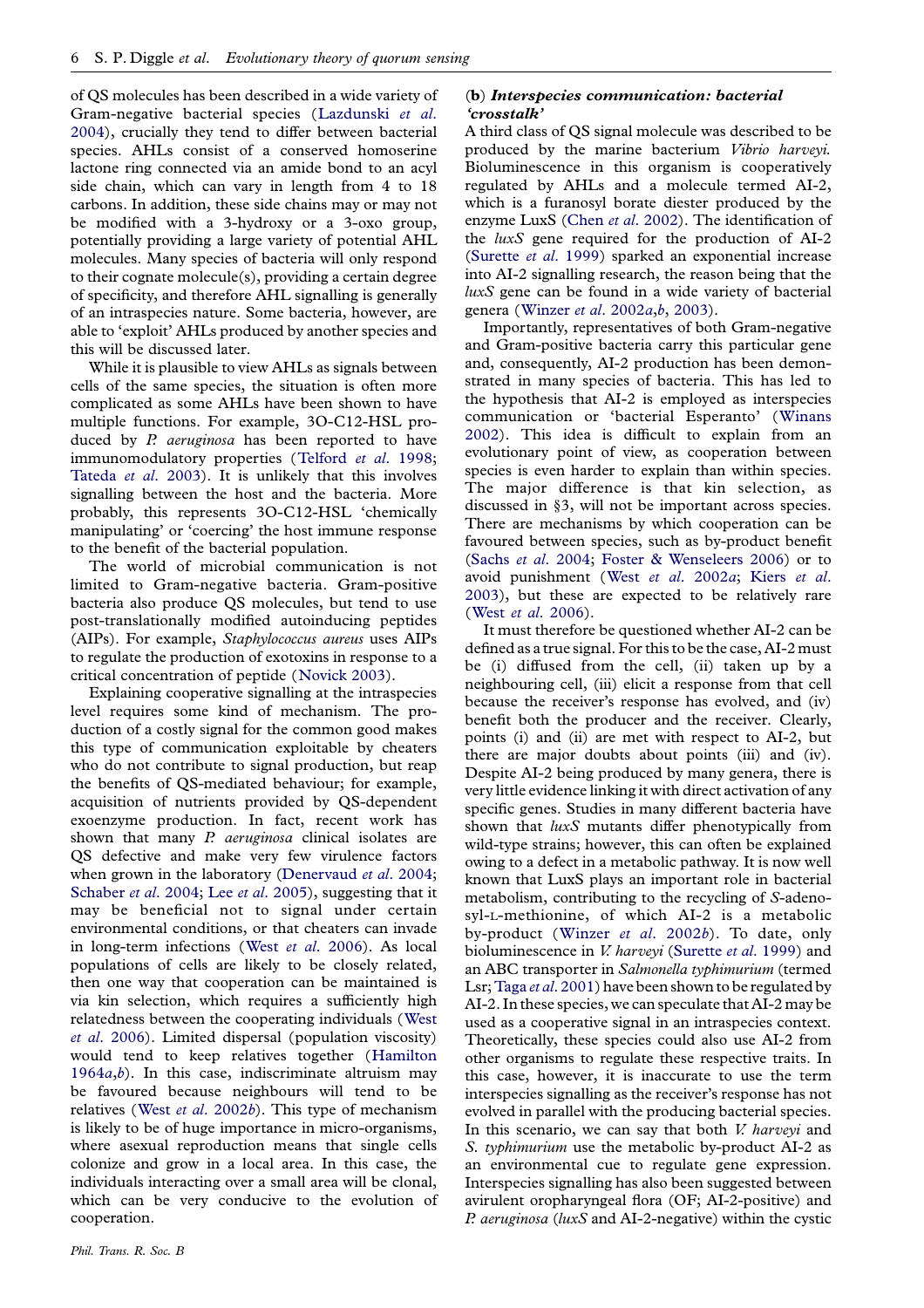of QS molecules has been described in a wide variety of Gram-negative bacterial species (Lazdunski *et al.* 2004), crucially they tend to differ between bacterial species. AHLs consist of a conserved homoserine lactone ring connected via an amide bond to an acyl side chain, which can vary in length from 4 to 18 carbons. In addition, these side chains may or may not be modified with a 3-hydroxy or a 3-oxo group, potentially providing a large variety of potential AHL molecules. Many species of bacteria will only respond to their cognate molecule(s), providing a certain degree of specificity, and therefore AHL signalling is generally of an intraspecies nature. Some bacteria, however, are able to 'exploit' AHLs produced by another species and this will be discussed later.

While it is plausible to view AHLs as signals between cells of the same species, the situation is often more complicated as some AHLs have been shown to have multiple functions. For example, 3O-C12-HSL produced by *P. aeruginosa* has been reported to have immunomodulatory properties (Telford *et al.* 1998; Tateda *et al.* 2003). It is unlikely that this involves signalling between the host and the bacteria. More probably, this represents 3O-C12-HSL 'chemically manipulating' or 'coercing' the host immune response to the benefit of the bacterial population.

The world of microbial communication is not limited to Gram-negative bacteria. Gram-positive bacteria also produce QS molecules, but tend to use post-translationally modified autoinducing peptides (AIPs). For example, *Staphylococcus aureus* uses AIPs to regulate the production of exotoxins in response to a critical concentration of peptide (Novick 2003).

Explaining cooperative signalling at the intraspecies level requires some kind of mechanism. The production of a costly signal for the common good makes this type of communication exploitable by cheaters who do not contribute to signal production, but reap the benefits of QS-mediated behaviour; for example, acquisition of nutrients provided by QS-dependent exoenzyme production. In fact, recent work has shown that many *P. aeruginosa* clinical isolates are QS defective and make very few virulence factors when grown in the laboratory (Denervaud *et al.* 2004; Schaber *et al.* 2004; Lee *et al.* 2005), suggesting that it may be beneficial not to signal under certain environmental conditions, or that cheaters can invade in long-term infections (West *et al.* 2006). As local populations of cells are likely to be closely related, then one way that cooperation can be maintained is via kin selection, which requires a sufficiently high relatedness between the cooperating individuals (West *et al.* 2006). Limited dispersal (population viscosity) would tend to keep relatives together (Hamilton 1964*a*,*b*). In this case, indiscriminate altruism may be favoured because neighbours will tend to be relatives (West *et al.* 2002*b*). This type of mechanism is likely to be of huge importance in micro-organisms, where asexual reproduction means that single cells colonize and grow in a local area. In this case, the individuals interacting over a small area will be clonal, which can be very conducive to the evolution of cooperation.

### (b) *Interspecies communication: bacterial 'crosstalk'*

A third class of QS signal molecule was described to be produced by the marine bacterium *Vibrio harveyi*. Bioluminescence in this organism is cooperatively regulated by AHLs and a molecule termed AI-2, which is a furanosyl borate diester produced by the enzyme LuxS (Chen *et al.* 2002). The identification of the *luxS* gene required for the production of AI-2 (Surette *et al.* 1999) sparked an exponential increase into AI-2 signalling research, the reason being that the *luxS* gene can be found in a wide variety of bacterial genera (Winzer *et al.* 2002*a*,*b*, 2003).

Importantly, representatives of both Gram-negative and Gram-positive bacteria carry this particular gene and, consequently, AI-2 production has been demonstrated in many species of bacteria. This has led to the hypothesis that AI-2 is employed as interspecies communication or 'bacterial Esperanto' (Winans 2002). This idea is difficult to explain from an evolutionary point of view, as cooperation between species is even harder to explain than within species. The major difference is that kin selection, as discussed in §3, will not be important across species. There are mechanisms by which cooperation can be favoured between species, such as by-product benefit (Sachs *et al.* 2004; Foster & Wenseleers 2006) or to avoid punishment (West *et al.* 2002*a*; Kiers *et al.* 2003), but these are expected to be relatively rare (West *et al.* 2006).

It must therefore be questioned whether AI-2 can be defined as a true signal. For this to be the case, AI-2 must be (i) diffused from the cell, (ii) taken up by a neighbouring cell, (iii) elicit a response from that cell because the receiver's response has evolved, and (iv) benefit both the producer and the receiver. Clearly, points (i) and (ii) are met with respect to AI-2, but there are major doubts about points (iii) and (iv). Despite AI-2 being produced by many genera, there is very little evidence linking it with direct activation of any specific genes. Studies in many different bacteria have shown that *luxS* mutants differ phenotypically from wild-type strains; however, this can often be explained owing to a defect in a metabolic pathway. It is now well known that LuxS plays an important role in bacterial metabolism, contributing to the recycling of *S*-adenosyl-L-methionine, of which AI-2 is a metabolic by-product (Winzer *et al.* 2002*b*). To date, only bioluminescence in *V. harveyi* (Surette *et al.* 1999) and an ABC transporter in *Salmonella typhimurium* (termed Lsr; Taga *et al.* 2001) have been shown to be regulated by AI-2. In these species, we can speculate that AI-2 may be used as a cooperative signal in an intraspecies context. Theoretically, these species could also use AI-2 from other organisms to regulate these respective traits. In this case, however, it is inaccurate to use the term interspecies signalling as the receiver's response has not evolved in parallel with the producing bacterial species. In this scenario, we can say that both *V. harveyi* and *S. typhimurium* use the metabolic by-product AI-2 as an environmental cue to regulate gene expression. Interspecies signalling has also been suggested between avirulent oropharyngeal flora (OF; AI-2-positive) and *P. aeruginosa* (*luxS* and AI-2-negative) within the cystic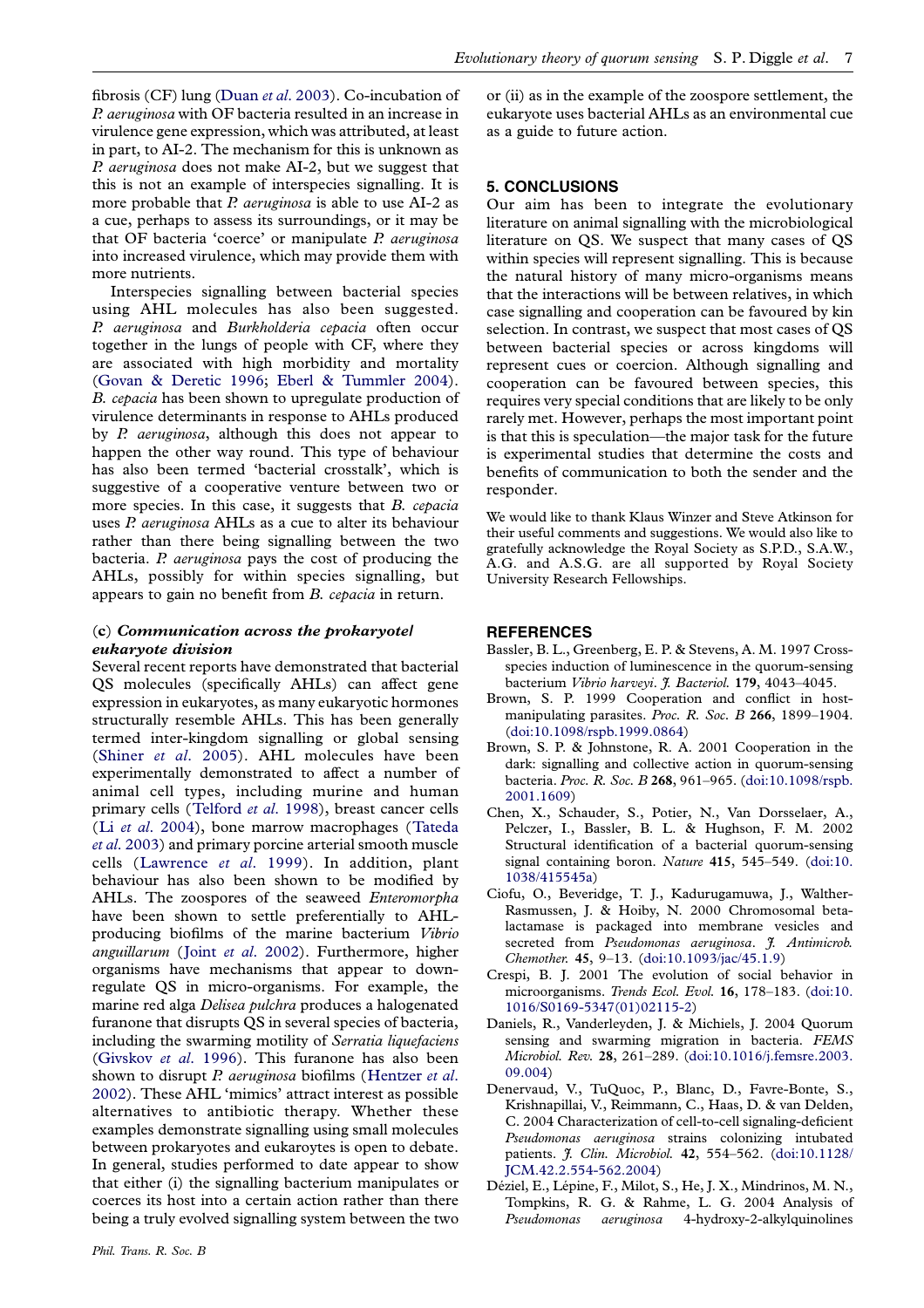fibrosis (CF) lung (Duan *et al.* 2003). Co-incubation of *P. aeruginosa* with OF bacteria resulted in an increase in virulence gene expression, which was attributed, at least in part, to AI-2. The mechanism for this is unknown as *P. aeruginosa* does not make AI-2, but we suggest that this is not an example of interspecies signalling. It is more probable that *P. aeruginosa* is able to use AI-2 as a cue, perhaps to assess its surroundings, or it may be that OF bacteria 'coerce' or manipulate *P. aeruginosa* into increased virulence, which may provide them with more nutrients.

Interspecies signalling between bacterial species using AHL molecules has also been suggested. *P. aeruginosa* and *Burkholderia cepacia* often occur together in the lungs of people with CF, where they are associated with high morbidity and mortality (Govan & Deretic 1996; Eberl & Tummler 2004). *B. cepacia* has been shown to upregulate production of virulence determinants in response to AHLs produced by *P. aeruginosa*, although this does not appear to happen the other way round. This type of behaviour has also been termed 'bacterial crosstalk', which is suggestive of a cooperative venture between two or more species. In this case, it suggests that *B. cepacia* uses *P. aeruginosa* AHLs as a cue to alter its behaviour rather than there being signalling between the two bacteria. *P. aeruginosa* pays the cost of producing the AHLs, possibly for within species signalling, but appears to gain no benefit from *B. cepacia* in return.

### (c) *Communication across the prokaryote/eukaryote division*

Several recent reports have demonstrated that bacterial QS molecules (specifically AHLs) can affect gene expression in eukaryotes, as many eukaryotic hormones structurally resemble AHLs. This has been generally termed inter-kingdom signalling or global sensing (Shiner *et al.* 2005). AHL molecules have been experimentally demonstrated to affect a number of animal cell types, including murine and human primary cells (Telford *et al.* 1998), breast cancer cells (Li *et al.* 2004), bone marrow macrophages (Tateda *et al.* 2003) and primary porcine arterial smooth muscle cells (Lawrence *et al.* 1999). In addition, plant behaviour has also been shown to be modified by AHLs. The zoospores of the seaweed *Enteromorpha* have been shown to settle preferentially to AHL-producing biofilms of the marine bacterium *Vibrio anguillarum* (Joint *et al.* 2002). Furthermore, higher organisms have mechanisms that appear to down-regulate QS in micro-organisms. For example, the marine red alga *Delisea pulchra* produces a halogenated furanone that disrupts QS in several species of bacteria, including the swarming motility of *Serratia liquefaciens* (Givskov *et al.* 1996). This furanone has also been shown to disrupt *P. aeruginosa* biofilms (Hentzer *et al.* 2002). These AHL 'mimics' attract interest as possible alternatives to antibiotic therapy. Whether these examples demonstrate signalling using small molecules between prokaryotes and eukaroytes is open to debate. In general, studies performed to date appear to show that either (i) the signalling bacterium manipulates or coerces its host into a certain action rather than there being a truly evolved signalling system between the two or (ii) as in the example of the zoospore settlement, the eukaryote uses bacterial AHLs as an environmental cue as a guide to future action.

## 5. CONCLUSIONS

Our aim has been to integrate the evolutionary literature on animal signalling with the microbiological literature on QS. We suspect that many cases of QS within species will represent signalling. This is because the natural history of many micro-organisms means that the interactions will be between relatives, in which case signalling and cooperation can be favoured by kin selection. In contrast, we suspect that most cases of QS between bacterial species or across kingdoms will represent cues or coercion. Although signalling and cooperation can be favoured between species, this requires very special conditions that are likely to be only rarely met. However, perhaps the most important point is that this is speculation—the major task for the future is experimental studies that determine the costs and benefits of communication to both the sender and the responder.

We would like to thank Klaus Winzer and Steve Atkinson for their useful comments and suggestions. We would also like to gratefully acknowledge the Royal Society as S.P.D., S.A.W., A.G. and A.S.G. are all supported by Royal Society University Research Fellowships.

## REFERENCES

Bassler, B. L., Greenberg, E. P. & Stevens, A. M. 1997 Cross-species induction of luminescence in the quorum-sensing bacterium *Vibrio harveyi*. *J. Bacteriol.* **179**, 4043–4045.

Brown, S. P. 1999 Cooperation and conflict in host-manipulating parasites. *Proc. R. Soc. B* **266**, 1899–1904. (doi:10.1098/rspb.1999.0864)

Brown, S. P. & Johnstone, R. A. 2001 Cooperation in the dark: signalling and collective action in quorum-sensing bacteria. *Proc. R. Soc. B* **268**, 961–965. (doi:10.1098/rspb.2001.1609)

Chen, X., Schauder, S., Potier, N., Van Dorsselaer, A., Pelczer, I., Bassler, B. L. & Hughson, F. M. 2002 Structural identification of a bacterial quorum-sensing signal containing boron. *Nature* **415**, 545–549. (doi:10.1038/415545a)

Ciofu, O., Beveridge, T. J., Kadurugamuwa, J., Walther-Rasmussen, J. & Hoiby, N. 2000 Chromosomal beta-lactamase is packaged into membrane vesicles and secreted from *Pseudomonas aeruginosa*. *J. Antimicrob. Chemother.* **45**, 9–13. (doi:10.1093/jac/45.1.9)

Crespi, B. J. 2001 The evolution of social behavior in microorganisms. *Trends Ecol. Evol.* **16**, 178–183. (doi:10.1016/S0169-5347(01)02115-2)

Daniels, R., Vanderleyden, J. & Michiels, J. 2004 Quorum sensing and swarming migration in bacteria. *FEMS Microbiol. Rev.* **28**, 261–289. (doi:10.1016/j.femsre.2003.09.004)

Denervaud, V., TuQuoc, P., Blanc, D., Favre-Bonte, S., Krishnapillai, V., Reimmann, C., Haas, D. & van Delden, C. 2004 Characterization of cell-to-cell signaling-deficient *Pseudomonas aeruginosa* strains colonizing intubated patients. *J. Clin. Microbiol.* **42**, 554–562. (doi:10.1128/JCM.42.2.554-562.2004)

Déziel, E., Lépine, F., Milot, S., He, J. X., Mindrinos, M. N., Tompkins, R. G. & Rahme, L. G. 2004 Analysis of *Pseudomonas aeruginosa* 4-hydroxy-2-alkylquinolines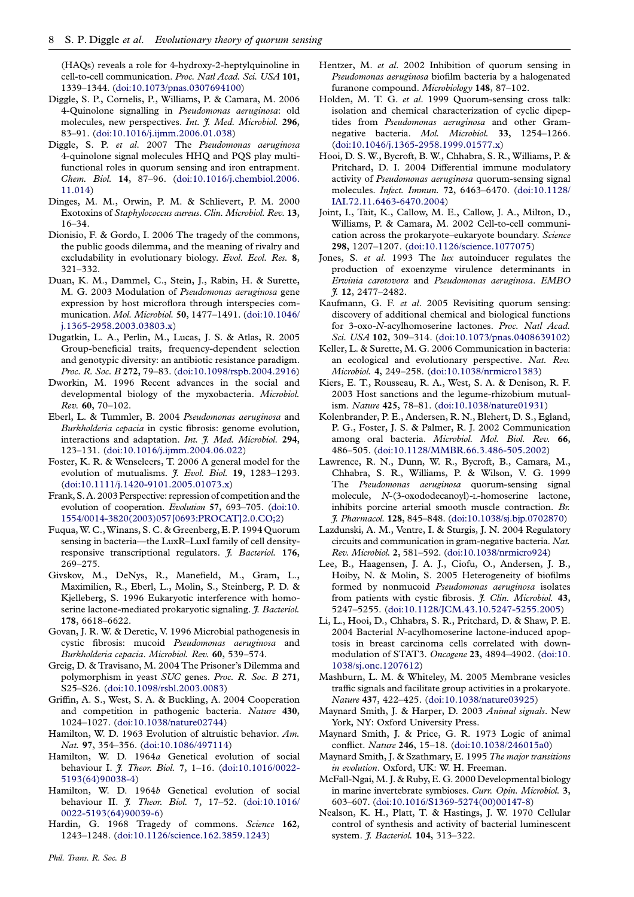(HAQs) reveals a role for 4-hydroxy-2-heptylquinoline in cell-to-cell communication. *Proc. Natl Acad. Sci. USA* **101**, 1339–1344. (doi:10.1073/pnas.0307694100)

Diggle, S. P., Cornelis, P., Williams, P. & Camara, M. 2006 4-Quinolone signalling in *Pseudomonas aeruginosa*: old molecules, new perspectives. *Int. J. Med. Microbiol.* **296**, 83–91. (doi:10.1016/j.ijmm.2006.01.038)

Diggle, S. P. *et al*. 2007 The *Pseudomonas aeruginosa* 4-quinolone signal molecules HHQ and PQS play multifunctional roles in quorum sensing and iron entrapment. *Chem. Biol.* **14**, 87–96. (doi:10.1016/j.chembiol.2006.11.014)

Dinges, M. M., Orwin, P. M. & Schlievert, P. M. 2000 Exotoxins of *Staphylococcus aureus*. *Clin. Microbiol. Rev.* **13**, 16–34.

Dionisio, F. & Gordo, I. 2006 The tragedy of the commons, the public goods dilemma, and the meaning of rivalry and excludability in evolutionary biology. *Evol. Ecol. Res.* **8**, 321–332.

Duan, K. M., Dammel, C., Stein, J., Rabin, H. & Surette, M. G. 2003 Modulation of *Pseudomonas aeruginosa* gene expression by host microflora through interspecies communication. *Mol. Microbiol.* **50**, 1477–1491. (doi:10.1046/j.1365-2958.2003.03803.x)

Dugatkin, L. A., Perlin, M., Lucas, J. S. & Atlas, R. 2005 Group-beneficial traits, frequency-dependent selection and genotypic diversity: an antibiotic resistance paradigm. *Proc. R. Soc. B* **272**, 79–83. (doi:10.1098/rspb.2004.2916)

Dworkin, M. 1996 Recent advances in the social and developmental biology of the myxobacteria. *Microbiol. Rev.* **60**, 70–102.

Eberl, L. & Tummler, B. 2004 *Pseudomonas aeruginosa* and *Burkholderia cepacia* in cystic fibrosis: genome evolution, interactions and adaptation. *Int. J. Med. Microbiol.* **294**, 123–131. (doi:10.1016/j.ijmm.2004.06.022)

Foster, K. R. & Wenseleers, T. 2006 A general model for the evolution of mutualisms. *J. Evol. Biol.* **19**, 1283–1293. (doi:10.1111/j.1420-9101.2005.01073.x)

Frank, S. A. 2003 Perspective: repression of competition and the evolution of cooperation. *Evolution* **57**, 693–705. (doi:10.1554/0014-3820(2003)057[0693:PROCAT]2.0.CO;2)

Fuqua, W. C., Winans, S. C. & Greenberg, E. P. 1994 Quorum sensing in bacteria—the LuxR–LuxI family of cell density-responsive transcriptional regulators. *J. Bacteriol.* **176**, 269–275.

Givskov, M., DeNys, R., Manefield, M., Gram, L., Maximilien, R., Eberl, L., Molin, S., Steinberg, P. D. & Kjelleberg, S. 1996 Eukaryotic interference with homoserine lactone-mediated prokaryotic signaling. *J. Bacteriol.* **178**, 6618–6622.

Govan, J. R. W. & Deretic, V. 1996 Microbial pathogenesis in cystic fibrosis: mucoid *Pseudomonas aeruginosa* and *Burkholderia cepacia*. *Microbiol. Rev.* **60**, 539–574.

Greig, D. & Travisano, M. 2004 The Prisoner's Dilemma and polymorphism in yeast *SUC* genes. *Proc. R. Soc. B* **271**, S25–S26. (doi:10.1098/rsbl.2003.0083)

Griffin, A. S., West, S. A. & Buckling, A. 2004 Cooperation and competition in pathogenic bacteria. *Nature* **430**, 1024–1027. (doi:10.1038/nature02744)

Hamilton, W. D. 1963 Evolution of altruistic behavior. *Am. Nat.* **97**, 354–356. (doi:10.1086/497114)

Hamilton, W. D. 1964*a* Genetical evolution of social behaviour I. *J. Theor. Biol.* **7**, 1–16. (doi:10.1016/0022-5193(64)90038-4)

Hamilton, W. D. 1964*b* Genetical evolution of social behaviour II. *J. Theor. Biol.* **7**, 17–52. (doi:10.1016/0022-5193(64)90039-6)

Hardin, G. 1968 Tragedy of commons. *Science* **162**, 1243–1248. (doi:10.1126/science.162.3859.1243)

Hentzer, M. *et al*. 2002 Inhibition of quorum sensing in *Pseudomonas aeruginosa* biofilm bacteria by a halogenated furanone compound. *Microbiology* **148**, 87–102.

Holden, M. T. G. *et al*. 1999 Quorum-sensing cross talk: isolation and chemical characterization of cyclic dipeptides from *Pseudomonas aeruginosa* and other Gram-negative bacteria. *Mol. Microbiol.* **33**, 1254–1266. (doi:10.1046/j.1365-2958.1999.01577.x)

Hooi, D. S. W., Bycroft, B. W., Chhabra, S. R., Williams, P. & Pritchard, D. I. 2004 Differential immune modulatory activity of *Pseudomonas aeruginosa* quorum-sensing signal molecules. *Infect. Immun.* **72**, 6463–6470. (doi:10.1128/IAI.72.11.6463-6470.2004)

Joint, I., Tait, K., Callow, M. E., Callow, J. A., Milton, D., Williams, P. & Camara, M. 2002 Cell-to-cell communication across the prokaryote–eukaryote boundary. *Science* **298**, 1207–1207. (doi:10.1126/science.1077075)

Jones, S. *et al*. 1993 The *lux* autoinducer regulates the production of exoenzyme virulence determinants in *Erwinia carotovora* and *Pseudomonas aeruginosa*. *EMBO J.* **12**, 2477–2482.

Kaufmann, G. F. *et al*. 2005 Revisiting quorum sensing: discovery of additional chemical and biological functions for 3-oxo-*N*-acylhomoserine lactones. *Proc. Natl Acad. Sci. USA* **102**, 309–314. (doi:10.1073/pnas.0408639102)

Keller, L. & Surette, M. G. 2006 Communication in bacteria: an ecological and evolutionary perspective. *Nat. Rev. Microbiol.* **4**, 249–258. (doi:10.1038/nrmicro1383)

Kiers, E. T., Rousseau, R. A., West, S. A. & Denison, R. F. 2003 Host sanctions and the legume-rhizobium mutualism. *Nature* **425**, 78–81. (doi:10.1038/nature01931)

Kolenbrander, P. E., Andersen, R. N., Blehert, D. S., Egland, P. G., Foster, J. S. & Palmer, R. J. 2002 Communication among oral bacteria. *Microbiol. Mol. Biol. Rev.* **66**, 486–505. (doi:10.1128/MMBR.66.3.486-505.2002)

Lawrence, R. N., Dunn, W. R., Bycroft, B., Camara, M., Chhabra, S. R., Williams, P. & Wilson, V. G. 1999 The *Pseudomonas aeruginosa* quorum-sensing signal molecule, *N*-(3-oxododecanoyl)-L-homoserine lactone, inhibits porcine arterial smooth muscle contraction. *Br. J. Pharmacol.* **128**, 845–848. (doi:10.1038/sj.bjp.0702870)

Lazdunski, A. M., Ventre, I. & Sturgis, J. N. 2004 Regulatory circuits and communication in gram-negative bacteria. *Nat. Rev. Microbiol.* **2**, 581–592. (doi:10.1038/nrmicro924)

Lee, B., Haagensen, J. A. J., Ciofu, O., Andersen, J. B., Hoiby, N. & Molin, S. 2005 Heterogeneity of biofilms formed by nonmucoid *Pseudomonas aeruginosa* isolates from patients with cystic fibrosis. *J. Clin. Microbiol.* **43**, 5247–5255. (doi:10.1128/JCM.43.10.5247-5255.2005)

Li, L., Hooi, D., Chhabra, S. R., Pritchard, D. & Shaw, P. E. 2004 Bacterial *N*-acylhomoserine lactone-induced apoptosis in breast carcinoma cells correlated with down-modulation of STAT3. *Oncogene* **23**, 4894–4902. (doi:10.1038/sj.onc.1207612)

Mashburn, L. M. & Whiteley, M. 2005 Membrane vesicles traffic signals and facilitate group activities in a prokaryote. *Nature* **437**, 422–425. (doi:10.1038/nature03925)

Maynard Smith, J. & Harper, D. 2003 *Animal signals*. New York, NY: Oxford University Press.

Maynard Smith, J. & Price, G. R. 1973 Logic of animal conflict. *Nature* **246**, 15–18. (doi:10.1038/246015a0)

Maynard Smith, J. & Szathmary, E. 1995 *The major transitions in evolution*. Oxford, UK: W. H. Freeman.

McFall-Ngai, M. J. & Ruby, E. G. 2000 Developmental biology in marine invertebrate symbioses. *Curr. Opin. Microbiol.* **3**, 603–607. (doi:10.1016/S1369-5274(00)00147-8)

Nealson, K. H., Platt, T. & Hastings, J. W. 1970 Cellular control of synthesis and activity of bacterial luminescent system. *J. Bacteriol.* **104**, 313–322.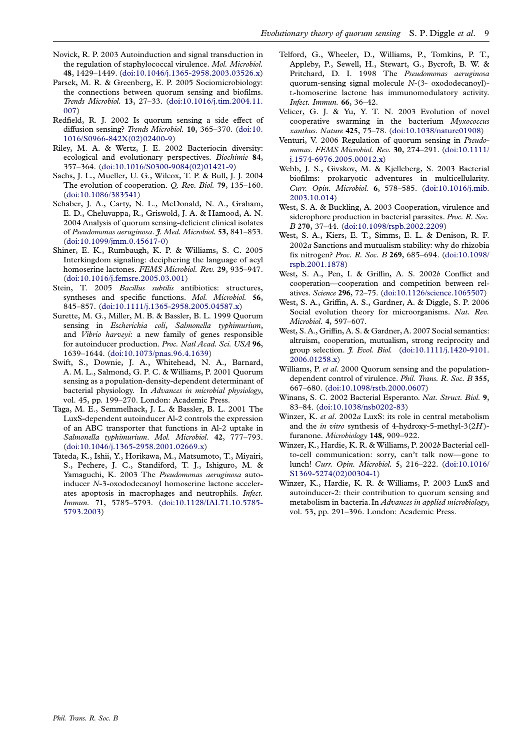Novick, R. P. 2003 Autoinduction and signal transduction in the regulation of staphylococcal virulence. *Mol. Microbiol.* **48**, 1429–1449. (doi:10.1046/j.1365-2958.2003.03526.x)

Parsek, M. R. & Greenberg, E. P. 2005 Sociomicrobiology: the connections between quorum sensing and biofilms. *Trends Microbiol.* **13**, 27–33. (doi:10.1016/j.tim.2004.11.007)

Redfield, R. J. 2002 Is quorum sensing a side effect of diffusion sensing? *Trends Microbiol.* **10**, 365–370. (doi:10.1016/S0966-842X(02)02400-9)

Riley, M. A. & Wertz, J. E. 2002 Bacteriocin diversity: ecological and evolutionary perspectives. *Biochimie* **84**, 357–364. (doi:10.1016/S0300-9084(02)01421-9)

Sachs, J. L., Mueller, U. G., Wilcox, T. P. & Bull, J. J. 2004 The evolution of cooperation. *Q. Rev. Biol.* **79**, 135–160. (doi:10.1086/383541)

Schaber, J. A., Carty, N. L., McDonald, N. A., Graham, E. D., Cheluvappa, R., Griswold, J. A. & Hamood, A. N. 2004 Analysis of quorum sensing-deficient clinical isolates of *Pseudomonas aeruginosa*. *J. Med. Microbiol.* **53**, 841–853. (doi:10.1099/jmm.0.45617-0)

Shiner, E. K., Rumbaugh, K. P. & Williams, S. C. 2005 Interkingdom signaling: deciphering the language of acyl homoserine lactones. *FEMS Microbiol. Rev.* **29**, 935–947. (doi:10.1016/j.femsre.2005.03.001)

Stein, T. 2005 *Bacillus subtilis* antibiotics: structures, syntheses and specific functions. *Mol. Microbiol.* **56**, 845–857. (doi:10.1111/j.1365-2958.2005.04587.x)

Surette, M. G., Miller, M. B. & Bassler, B. L. 1999 Quorum sensing in *Escherichia coli*, *Salmonella typhimurium*, and *Vibrio harveyi*: a new family of genes responsible for autoinducer production. *Proc. Natl Acad. Sci. USA* **96**, 1639–1644. (doi:10.1073/pnas.96.4.1639)

Swift, S., Downie, J. A., Whitehead, N. A., Barnard, A. M. L., Salmond, G. P. C. & Williams, P. 2001 Quorum sensing as a population-density-dependent determinant of bacterial physiology. In *Advances in microbial physiology*, vol. 45, pp. 199–270. London: Academic Press.

Taga, M. E., Semmelhack, J. L. & Bassler, B. L. 2001 The LuxS-dependent autoinducer AI-2 controls the expression of an ABC transporter that functions in AI-2 uptake in *Salmonella typhimurium*. *Mol. Microbiol.* **42**, 777–793. (doi:10.1046/j.1365-2958.2001.02669.x)

Tateda, K., Ishii, Y., Horikawa, M., Matsumoto, T., Miyairi, S., Pechere, J. C., Standiford, T. J., Ishiguro, M. & Yamaguchi, K. 2003 The *Pseudomonas aeruginosa* autoinducer *N*-3-oxododecanoyl homoserine lactone accelerates apoptosis in macrophages and neutrophils. *Infect. Immun.* **71**, 5785–5793. (doi:10.1128/IAI.71.10.5785-5793.2003)

Telford, G., Wheeler, D., Williams, P., Tomkins, P. T., Appleby, P., Sewell, H., Stewart, G., Bycroft, B. W. & Pritchard, D. I. 1998 The *Pseudomonas aeruginosa* quorum-sensing signal molecule *N*-(3- oxododecanoyl)-L-homoserine lactone has immunomodulatory activity. *Infect. Immun.* **66**, 36–42.

Velicer, G. J. & Yu, Y. T. N. 2003 Evolution of novel cooperative swarming in the bacterium *Myxococcus xanthus*. *Nature* **425**, 75–78. (doi:10.1038/nature01908)

Venturi, V. 2006 Regulation of quorum sensing in *Pseudomonas*. *FEMS Microbiol. Rev.* **30**, 274–291. (doi:10.1111/j.1574-6976.2005.00012.x)

Webb, J. S., Givskov, M. & Kjelleberg, S. 2003 Bacterial biofilms: prokaryotic adventures in multicellularity. *Curr. Opin. Microbiol.* **6**, 578–585. (doi:10.1016/j.mib.2003.10.014)

West, S. A. & Buckling, A. 2003 Cooperation, virulence and siderophore production in bacterial parasites. *Proc. R. Soc. B* **270**, 37–44. (doi:10.1098/rspb.2002.2209)

West, S. A., Kiers, E. T., Simms, E. L. & Denison, R. F. 2002*a* Sanctions and mutualism stability: why do rhizobia fix nitrogen? *Proc. R. Soc. B* **269**, 685–694. (doi:10.1098/rspb.2001.1878)

West, S. A., Pen, I. & Griffin, A. S. 2002*b* Conflict and cooperation—cooperation and competition between relatives. *Science* **296**, 72–75. (doi:10.1126/science.1065507)

West, S. A., Griffin, A. S., Gardner, A. & Diggle, S. P. 2006 Social evolution theory for microorganisms. *Nat. Rev. Microbiol*. **4**, 597–607.

West, S. A., Griffin, A. S. & Gardner, A. 2007 Social semantics: altruism, cooperation, mutualism, strong reciprocity and group selection. *J. Evol. Biol.* (doi:10.1111/j.1420-9101.2006.01258.x)

Williams, P. *et al*. 2000 Quorum sensing and the population-dependent control of virulence. *Phil. Trans. R. Soc. B* **355**, 667–680. (doi:10.1098/rstb.2000.0607)

Winans, S. C. 2002 Bacterial Esperanto. *Nat. Struct. Biol.* **9**, 83–84. (doi:10.1038/nsb0202-83)

Winzer, K. *et al*. 2002*a* LuxS: its role in central metabolism and the *in vitro* synthesis of 4-hydroxy-5-methyl-3(2*H*)-furanone. *Microbiology* **148**, 909–922.

Winzer, K., Hardie, K. R. & Williams, P. 2002*b* Bacterial cell-to-cell communication: sorry, can't talk now—gone to lunch! *Curr. Opin. Microbiol.* **5**, 216–222. (doi:10.1016/S1369-5274(02)00304-1)

Winzer, K., Hardie, K. R. & Williams, P. 2003 LuxS and autoinducer-2: their contribution to quorum sensing and metabolism in bacteria. In *Advances in applied microbiology*, vol. 53, pp. 291–396. London: Academic Press.